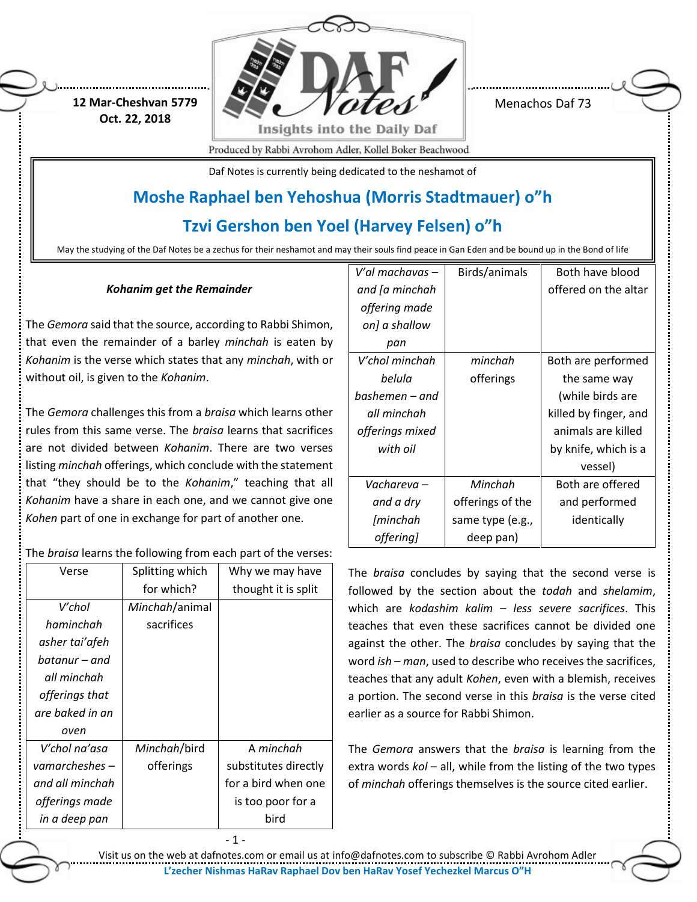12 Mar-Cheshvan 5779
Oct. 22, 2018

Menachos Daf 73

Produced by Rabbi Avrohom Adler, Kollel Boker Beachwood

Daf Notes is currently being dedicated to the neshamot of

## Moshe Raphael ben Yehoshua (Morris Stadtmauer) o"h

## Tzvi Gershon ben Yoel (Harvey Felsen) o"h

May the studying of the Daf Notes be a zechus for their neshamot and may their souls find peace in Gan Eden and be bound up in the Bond of life

### *Kohanim get the Remainder*

The *Gemora* said that the source, according to Rabbi Shimon, that even the remainder of a barley *minchah* is eaten by *Kohanim* is the verse which states that any *minchah*, with or without oil, is given to the *Kohanim*.

The *Gemora* challenges this from a *braisa* which learns other rules from this same verse. The *braisa* learns that sacrifices are not divided between *Kohanim*. There are two verses listing *minchah* offerings, which conclude with the statement that "they should be to the *Kohanim*," teaching that all *Kohanim* have a share in each one, and we cannot give one *Kohen* part of one in exchange for part of another one.

The *braisa* learns the following from each part of the verses:

| Verse | Splitting which for which? | Why we may have thought it is split |
|---|---|---|
| *V'chol haminchah asher tai'afeh batanur – and all minchah offerings that are baked in an oven* | *Minchah*/animal sacrifices | |
| *V'chol na'asa vamarcheshes – and all minchah offerings made in a deep pan* | *Minchah*/bird offerings | A *minchah* substitutes directly for a bird when one is too poor for a bird |
| *V'al machavas – and [a minchah offering made on] a shallow pan* | Birds/animals | Both have blood offered on the altar |
| *V'chol minchah belula bashemen – and all minchah offerings mixed with oil* | *minchah* offerings | Both are performed the same way (while birds are killed by finger, and animals are killed by knife, which is a vessel) |
| *Vachareva – and a dry [minchah offering]* | *Minchah* offerings of the same type (e.g., deep pan) | Both are offered and performed identically |

The *braisa* concludes by saying that the second verse is followed by the section about the *todah* and *shelamim*, which are *kodashim kalim – less severe sacrifices*. This teaches that even these sacrifices cannot be divided one against the other. The *braisa* concludes by saying that the word *ish – man*, used to describe who receives the sacrifices, teaches that any adult *Kohen*, even with a blemish, receives a portion. The second verse in this *braisa* is the verse cited earlier as a source for Rabbi Shimon.

The *Gemora* answers that the *braisa* is learning from the extra words *kol* – all, while from the listing of the two types of *minchah* offerings themselves is the source cited earlier.

Visit us on the web at dafnotes.com or email us at info@dafnotes.com to subscribe © Rabbi Avrohom Adler

L'zecher Nishmas HaRav Raphael Dov ben HaRav Yosef Yechezkel Marcus O"H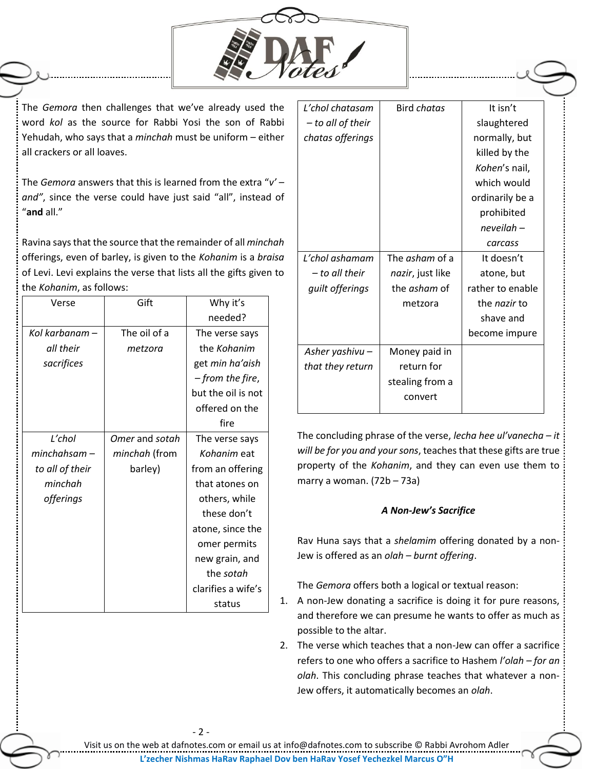The *Gemora* then challenges that we've already used the word *kol* as the source for Rabbi Yosi the son of Rabbi Yehudah, who says that a *minchah* must be uniform – either all crackers or all loaves.

The *Gemora* answers that this is learned from the extra "*v' – and"*, since the verse could have just said "all", instead of "**and** all."

Ravina says that the source that the remainder of all *minchah* offerings, even of barley, is given to the *Kohanim* is a *braisa* of Levi. Levi explains the verse that lists all the gifts given to the *Kohanim*, as follows:

| Verse | Gift | Why it's needed? |
|---|---|---|
| *Kol karbanam – all their sacrifices* | The oil of a *metzora* | The verse says the *Kohanim* get *min ha'aish – from the fire*, but the oil is not offered on the fire |
| *L'chol minchahsam – to all of their minchah offerings* | *Omer* and *sotah minchah* (from barley) | The verse says *Kohanim* eat from an offering that atones on others, while these don't atone, since the omer permits new grain, and the *sotah* clarifies a wife's status |
| *L'chol chatasam – to all of their chatas offerings* | Bird *chatas* | It isn't slaughtered normally, but killed by the *Kohen*'s nail, which would ordinarily be a prohibited *neveilah – carcass* |
| *L'chol ashamam – to all their guilt offerings* | The *asham* of a *nazir*, just like the *asham* of metzora | It doesn't atone, but rather to enable the *nazir* to shave and become impure |
| *Asher yashivu – that they return* | Money paid in return for stealing from a convert | |

The concluding phrase of the verse, *lecha hee ul'vanecha – it will be for you and your sons*, teaches that these gifts are true property of the *Kohanim*, and they can even use them to marry a woman. (72b – 73a)

### *A Non-Jew's Sacrifice*

Rav Huna says that a *shelamim* offering donated by a non-Jew is offered as an *olah – burnt offering*.

The *Gemora* offers both a logical or textual reason:

1. A non-Jew donating a sacrifice is doing it for pure reasons, and therefore we can presume he wants to offer as much as possible to the altar.
2. The verse which teaches that a non-Jew can offer a sacrifice refers to one who offers a sacrifice to Hashem *l'olah – for an olah*. This concluding phrase teaches that whatever a non-Jew offers, it automatically becomes an *olah*.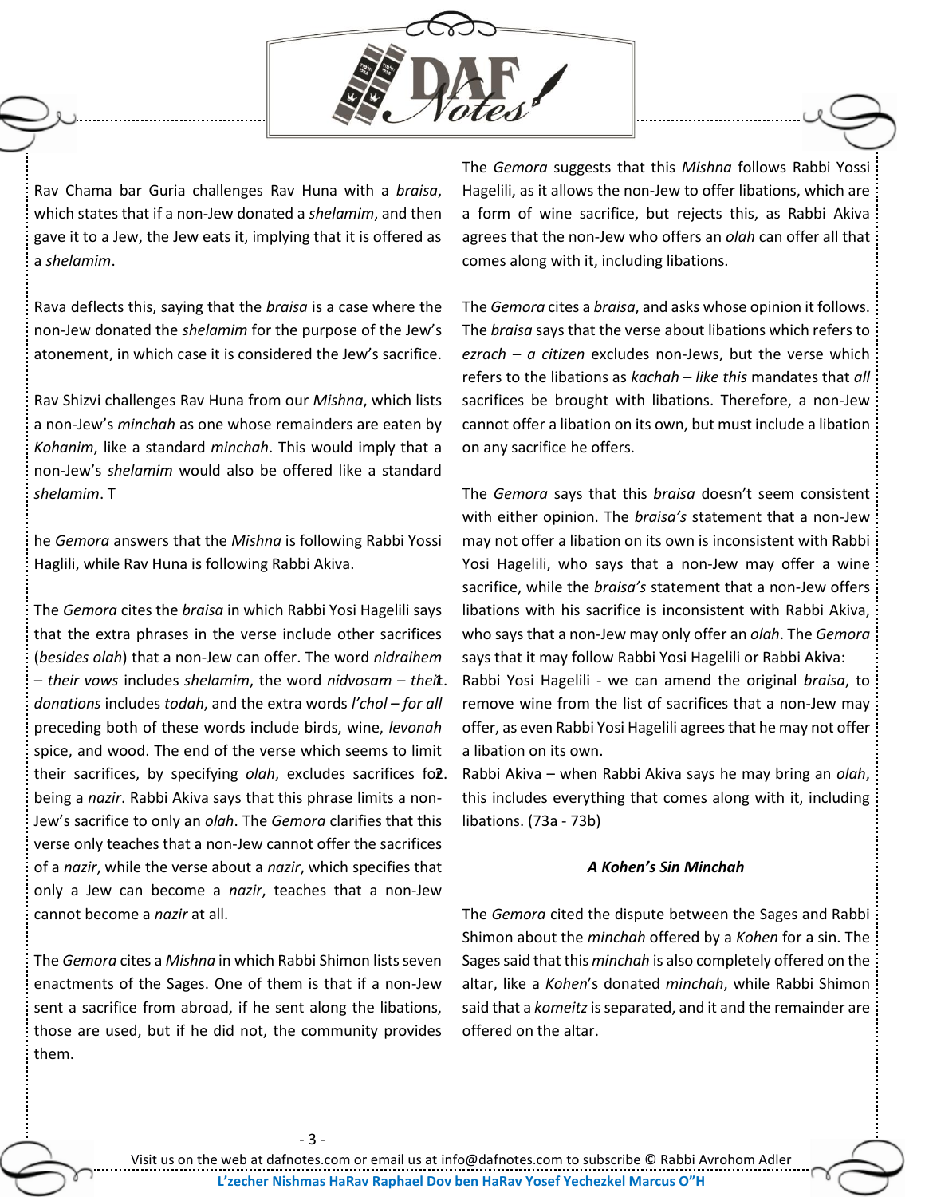Rav Chama bar Guria challenges Rav Huna with a *braisa*, which states that if a non-Jew donated a *shelamim*, and then gave it to a Jew, the Jew eats it, implying that it is offered as a *shelamim*.

Rava deflects this, saying that the *braisa* is a case where the non-Jew donated the *shelamim* for the purpose of the Jew's atonement, in which case it is considered the Jew's sacrifice.

Rav Shizvi challenges Rav Huna from our *Mishna*, which lists a non-Jew's *minchah* as one whose remainders are eaten by *Kohanim*, like a standard *minchah*. This would imply that a non-Jew's *shelamim* would also be offered like a standard *shelamim*. The *Gemora* answers that the *Mishna* is following Rabbi Yossi Haglili, while Rav Huna is following Rabbi Akiva.

The *Gemora* cites the *braisa* in which Rabbi Yosi Hagelili says that the extra phrases in the verse include other sacrifices (*besides olah*) that a non-Jew can offer. The word *nidraihem* – *their vows* includes *shelamim*, the word *nidvosam* – *their donations* includes *todah*, and the extra words *l'chol* – *for all* preceding both of these words include birds, wine, *levonah* spice, and wood. The end of the verse which seems to limit their sacrifices, by specifying *olah*, excludes sacrifices for being a *nazir*. Rabbi Akiva says that this phrase limits a non-Jew's sacrifice to only an *olah*. The *Gemora* clarifies that this verse only teaches that a non-Jew cannot offer the sacrifices of a *nazir*, while the verse about a *nazir*, which specifies that only a Jew can become a *nazir*, teaches that a non-Jew cannot become a *nazir* at all.

The *Gemora* cites a *Mishna* in which Rabbi Shimon lists seven enactments of the Sages. One of them is that if a non-Jew sent a sacrifice from abroad, if he sent along the libations, those are used, but if he did not, the community provides them.

The *Gemora* suggests that this *Mishna* follows Rabbi Yossi Hagelili, as it allows the non-Jew to offer libations, which are a form of wine sacrifice, but rejects this, as Rabbi Akiva agrees that the non-Jew who offers an *olah* can offer all that comes along with it, including libations.

The *Gemora* cites a *braisa*, and asks whose opinion it follows. The *braisa* says that the verse about libations which refers to *ezrach* – *a citizen* excludes non-Jews, but the verse which refers to the libations as *kachah* – *like this* mandates that *all* sacrifices be brought with libations. Therefore, a non-Jew cannot offer a libation on its own, but must include a libation on any sacrifice he offers.

The *Gemora* says that this *braisa* doesn't seem consistent with either opinion. The *braisa's* statement that a non-Jew may not offer a libation on its own is inconsistent with Rabbi Yosi Hagelili, who says that a non-Jew may offer a wine sacrifice, while the *braisa's* statement that a non-Jew offers libations with his sacrifice is inconsistent with Rabbi Akiva, who says that a non-Jew may only offer an *olah*. The *Gemora* says that it may follow Rabbi Yosi Hagelili or Rabbi Akiva:

1. Rabbi Yosi Hagelili - we can amend the original *braisa*, to remove wine from the list of sacrifices that a non-Jew may offer, as even Rabbi Yosi Hagelili agrees that he may not offer a libation on its own.
2. Rabbi Akiva – when Rabbi Akiva says he may bring an *olah*, this includes everything that comes along with it, including libations. (73a - 73b)

### *A Kohen's Sin Minchah*

The *Gemora* cited the dispute between the Sages and Rabbi Shimon about the *minchah* offered by a *Kohen* for a sin. The Sages said that this *minchah* is also completely offered on the altar, like a *Kohen*'s donated *minchah*, while Rabbi Shimon said that a *komeitz* is separated, and it and the remainder are offered on the altar.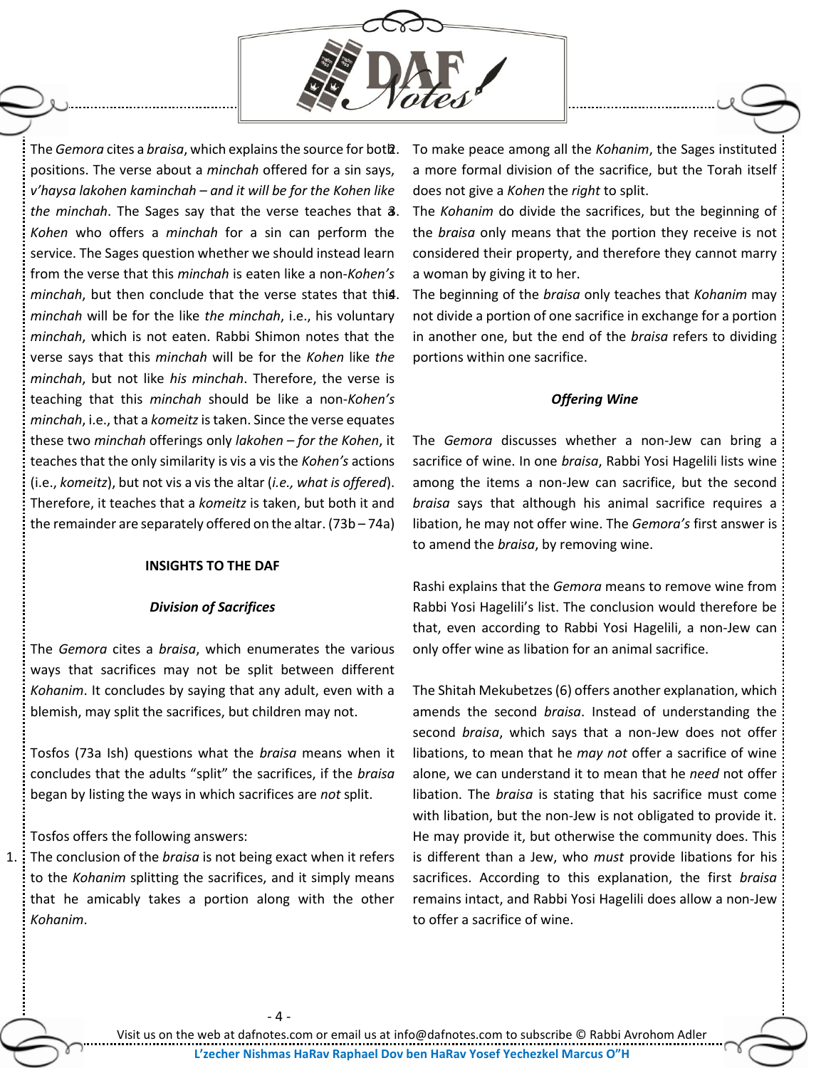The *Gemora* cites a *braisa*, which explains the source for both positions. The verse about a *minchah* offered for a sin says, *v'haysa lakohen kaminchah – and it will be for the Kohen like the minchah*. The Sages say that the verse teaches that a *Kohen* who offers a *minchah* for a sin can perform the service. The Sages question whether we should instead learn from the verse that this *minchah* is eaten like a non-*Kohen's minchah*, but then conclude that the verse states that this *minchah* will be for the like *the minchah*, i.e., his voluntary *minchah*, which is not eaten. Rabbi Shimon notes that the verse says that this *minchah* will be for the *Kohen* like *the minchah*, but not like *his minchah*. Therefore, the verse is teaching that this *minchah* should be like a non-*Kohen's minchah*, i.e., that a *komeitz* is taken. Since the verse equates these two *minchah* offerings only *lakohen – for the Kohen*, it teaches that the only similarity is vis a vis the *Kohen's* actions (i.e., *komeitz*), but not vis a vis the altar (*i.e., what is offered*). Therefore, it teaches that a *komeitz* is taken, but both it and the remainder are separately offered on the altar. (73b – 74a)

**INSIGHTS TO THE DAF**

***Division of Sacrifices***

The *Gemora* cites a *braisa*, which enumerates the various ways that sacrifices may not be split between different *Kohanim*. It concludes by saying that any adult, even with a blemish, may split the sacrifices, but children may not.

Tosfos (73a Ish) questions what the *braisa* means when it concludes that the adults "split" the sacrifices, if the *braisa* began by listing the ways in which sacrifices are *not* split.

Tosfos offers the following answers:

1. The conclusion of the *braisa* is not being exact when it refers to the *Kohanim* splitting the sacrifices, and it simply means that he amicably takes a portion along with the other *Kohanim*.
2. To make peace among all the *Kohanim*, the Sages instituted a more formal division of the sacrifice, but the Torah itself does not give a *Kohen* the *right* to split.
3. The *Kohanim* do divide the sacrifices, but the beginning of the *braisa* only means that the portion they receive is not considered their property, and therefore they cannot marry a woman by giving it to her.
4. The beginning of the *braisa* only teaches that *Kohanim* may not divide a portion of one sacrifice in exchange for a portion in another one, but the end of the *braisa* refers to dividing portions within one sacrifice.

***Offering Wine***

The *Gemora* discusses whether a non-Jew can bring a sacrifice of wine. In one *braisa*, Rabbi Yosi Hagelili lists wine among the items a non-Jew can sacrifice, but the second *braisa* says that although his animal sacrifice requires a libation, he may not offer wine. The *Gemora's* first answer is to amend the *braisa*, by removing wine.

Rashi explains that the *Gemora* means to remove wine from Rabbi Yosi Hagelili's list. The conclusion would therefore be that, even according to Rabbi Yosi Hagelili, a non-Jew can only offer wine as libation for an animal sacrifice.

The Shitah Mekubetzes (6) offers another explanation, which amends the second *braisa*. Instead of understanding the second *braisa*, which says that a non-Jew does not offer libations, to mean that he *may not* offer a sacrifice of wine alone, we can understand it to mean that he *need* not offer libation. The *braisa* is stating that his sacrifice must come with libation, but the non-Jew is not obligated to provide it. He may provide it, but otherwise the community does. This is different than a Jew, who *must* provide libations for his sacrifices. According to this explanation, the first *braisa* remains intact, and Rabbi Yosi Hagelili does allow a non-Jew to offer a sacrifice of wine.